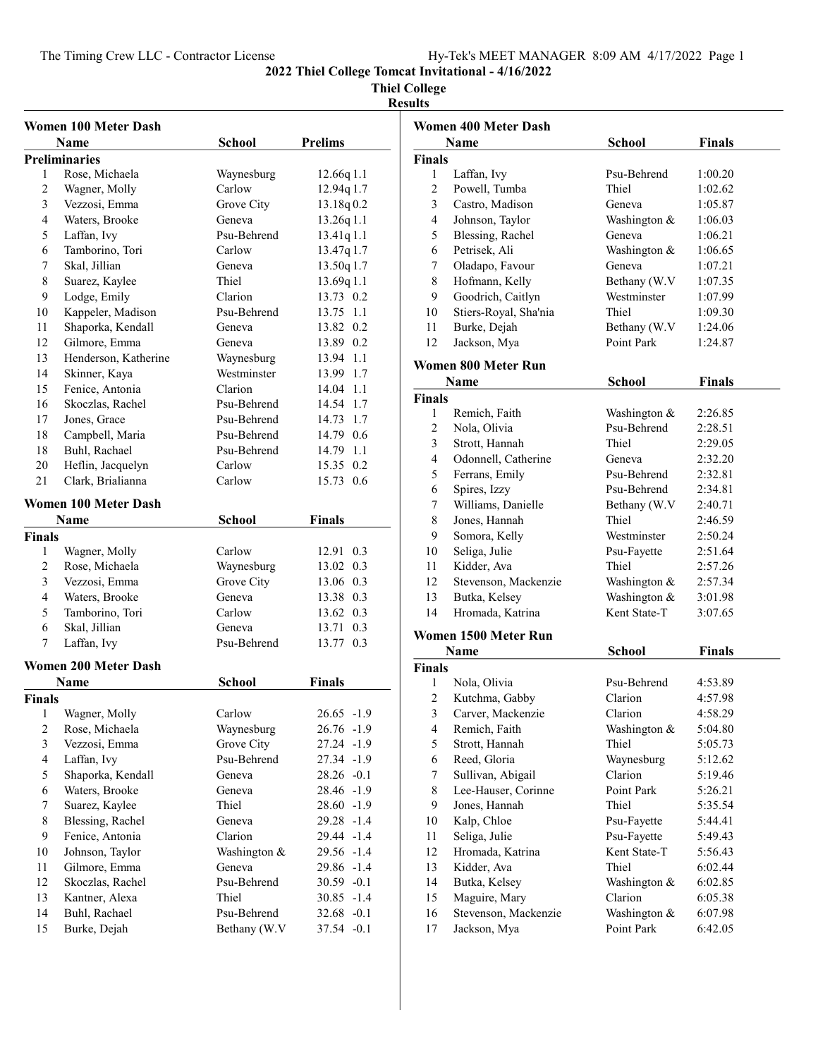## 2022 Thiel College Tomcat Invitational - 4/16/2022

### Thiel College

### Results

#### Women 100 Meter Dash

**Preliminaries**

| | Name | School | Prelims | |
|---|---|---|---|---|
| 1 | Rose, Michaela | Waynesburg | 12.66q | 1.1 |
| 2 | Wagner, Molly | Carlow | 12.94q | 1.7 |
| 3 | Vezzosi, Emma | Grove City | 13.18q | 0.2 |
| 4 | Waters, Brooke | Geneva | 13.26q | 1.1 |
| 5 | Laffan, Ivy | Psu-Behrend | 13.41q | 1.1 |
| 6 | Tamborino, Tori | Carlow | 13.47q | 1.7 |
| 7 | Skal, Jillian | Geneva | 13.50q | 1.7 |
| 8 | Suarez, Kaylee | Thiel | 13.69q | 1.1 |
| 9 | Lodge, Emily | Clarion | 13.73 | 0.2 |
| 10 | Kappeler, Madison | Psu-Behrend | 13.75 | 1.1 |
| 11 | Shaporka, Kendall | Geneva | 13.82 | 0.2 |
| 12 | Gilmore, Emma | Geneva | 13.89 | 0.2 |
| 13 | Henderson, Katherine | Waynesburg | 13.94 | 1.1 |
| 14 | Skinner, Kaya | Westminster | 13.99 | 1.7 |
| 15 | Fenice, Antonia | Clarion | 14.04 | 1.1 |
| 16 | Skoczlas, Rachel | Psu-Behrend | 14.54 | 1.7 |
| 17 | Jones, Grace | Psu-Behrend | 14.73 | 1.7 |
| 18 | Campbell, Maria | Psu-Behrend | 14.79 | 0.6 |
| 18 | Buhl, Rachael | Psu-Behrend | 14.79 | 1.1 |
| 20 | Heflin, Jacquelyn | Carlow | 15.35 | 0.2 |
| 21 | Clark, Brialianna | Carlow | 15.73 | 0.6 |

#### Women 100 Meter Dash

**Finals**

| | Name | School | Finals | |
|---|---|---|---|---|
| 1 | Wagner, Molly | Carlow | 12.91 | 0.3 |
| 2 | Rose, Michaela | Waynesburg | 13.02 | 0.3 |
| 3 | Vezzosi, Emma | Grove City | 13.06 | 0.3 |
| 4 | Waters, Brooke | Geneva | 13.38 | 0.3 |
| 5 | Tamborino, Tori | Carlow | 13.62 | 0.3 |
| 6 | Skal, Jillian | Geneva | 13.71 | 0.3 |
| 7 | Laffan, Ivy | Psu-Behrend | 13.77 | 0.3 |

#### Women 200 Meter Dash

**Finals**

| | Name | School | Finals | |
|---|---|---|---|---|
| 1 | Wagner, Molly | Carlow | 26.65 | -1.9 |
| 2 | Rose, Michaela | Waynesburg | 26.76 | -1.9 |
| 3 | Vezzosi, Emma | Grove City | 27.24 | -1.9 |
| 4 | Laffan, Ivy | Psu-Behrend | 27.34 | -1.9 |
| 5 | Shaporka, Kendall | Geneva | 28.26 | -0.1 |
| 6 | Waters, Brooke | Geneva | 28.46 | -1.9 |
| 7 | Suarez, Kaylee | Thiel | 28.60 | -1.9 |
| 8 | Blessing, Rachel | Geneva | 29.28 | -1.4 |
| 9 | Fenice, Antonia | Clarion | 29.44 | -1.4 |
| 10 | Johnson, Taylor | Washington & | 29.56 | -1.4 |
| 11 | Gilmore, Emma | Geneva | 29.86 | -1.4 |
| 12 | Skoczlas, Rachel | Psu-Behrend | 30.59 | -0.1 |
| 13 | Kantner, Alexa | Thiel | 30.85 | -1.4 |
| 14 | Buhl, Rachael | Psu-Behrend | 32.68 | -0.1 |
| 15 | Burke, Dejah | Bethany (W.V | 37.54 | -0.1 |

#### Women 400 Meter Dash

**Finals**

| | Name | School | Finals |
|---|---|---|---|
| 1 | Laffan, Ivy | Psu-Behrend | 1:00.20 |
| 2 | Powell, Tumba | Thiel | 1:02.62 |
| 3 | Castro, Madison | Geneva | 1:05.87 |
| 4 | Johnson, Taylor | Washington & | 1:06.03 |
| 5 | Blessing, Rachel | Geneva | 1:06.21 |
| 6 | Petrisek, Ali | Washington & | 1:06.65 |
| 7 | Oladapo, Favour | Geneva | 1:07.21 |
| 8 | Hofmann, Kelly | Bethany (W.V | 1:07.35 |
| 9 | Goodrich, Caitlyn | Westminster | 1:07.99 |
| 10 | Stiers-Royal, Sha'nia | Thiel | 1:09.30 |
| 11 | Burke, Dejah | Bethany (W.V | 1:24.06 |
| 12 | Jackson, Mya | Point Park | 1:24.87 |

#### Women 800 Meter Run

**Finals**

| | Name | School | Finals |
|---|---|---|---|
| 1 | Remich, Faith | Washington & | 2:26.85 |
| 2 | Nola, Olivia | Psu-Behrend | 2:28.51 |
| 3 | Strott, Hannah | Thiel | 2:29.05 |
| 4 | Odonnell, Catherine | Geneva | 2:32.20 |
| 5 | Ferrans, Emily | Psu-Behrend | 2:32.81 |
| 6 | Spires, Izzy | Psu-Behrend | 2:34.81 |
| 7 | Williams, Danielle | Bethany (W.V | 2:40.71 |
| 8 | Jones, Hannah | Thiel | 2:46.59 |
| 9 | Somora, Kelly | Westminster | 2:50.24 |
| 10 | Seliga, Julie | Psu-Fayette | 2:51.64 |
| 11 | Kidder, Ava | Thiel | 2:57.26 |
| 12 | Stevenson, Mackenzie | Washington & | 2:57.34 |
| 13 | Butka, Kelsey | Washington & | 3:01.98 |
| 14 | Hromada, Katrina | Kent State-T | 3:07.65 |

#### Women 1500 Meter Run

**Finals**

| | Name | School | Finals |
|---|---|---|---|
| 1 | Nola, Olivia | Psu-Behrend | 4:53.89 |
| 2 | Kutchma, Gabby | Clarion | 4:57.98 |
| 3 | Carver, Mackenzie | Clarion | 4:58.29 |
| 4 | Remich, Faith | Washington & | 5:04.80 |
| 5 | Strott, Hannah | Thiel | 5:05.73 |
| 6 | Reed, Gloria | Waynesburg | 5:12.62 |
| 7 | Sullivan, Abigail | Clarion | 5:19.46 |
| 8 | Lee-Hauser, Corinne | Point Park | 5:26.21 |
| 9 | Jones, Hannah | Thiel | 5:35.54 |
| 10 | Kalp, Chloe | Psu-Fayette | 5:44.41 |
| 11 | Seliga, Julie | Psu-Fayette | 5:49.43 |
| 12 | Hromada, Katrina | Kent State-T | 5:56.43 |
| 13 | Kidder, Ava | Thiel | 6:02.44 |
| 14 | Butka, Kelsey | Washington & | 6:02.85 |
| 15 | Maguire, Mary | Clarion | 6:05.38 |
| 16 | Stevenson, Mackenzie | Washington & | 6:07.98 |
| 17 | Jackson, Mya | Point Park | 6:42.05 |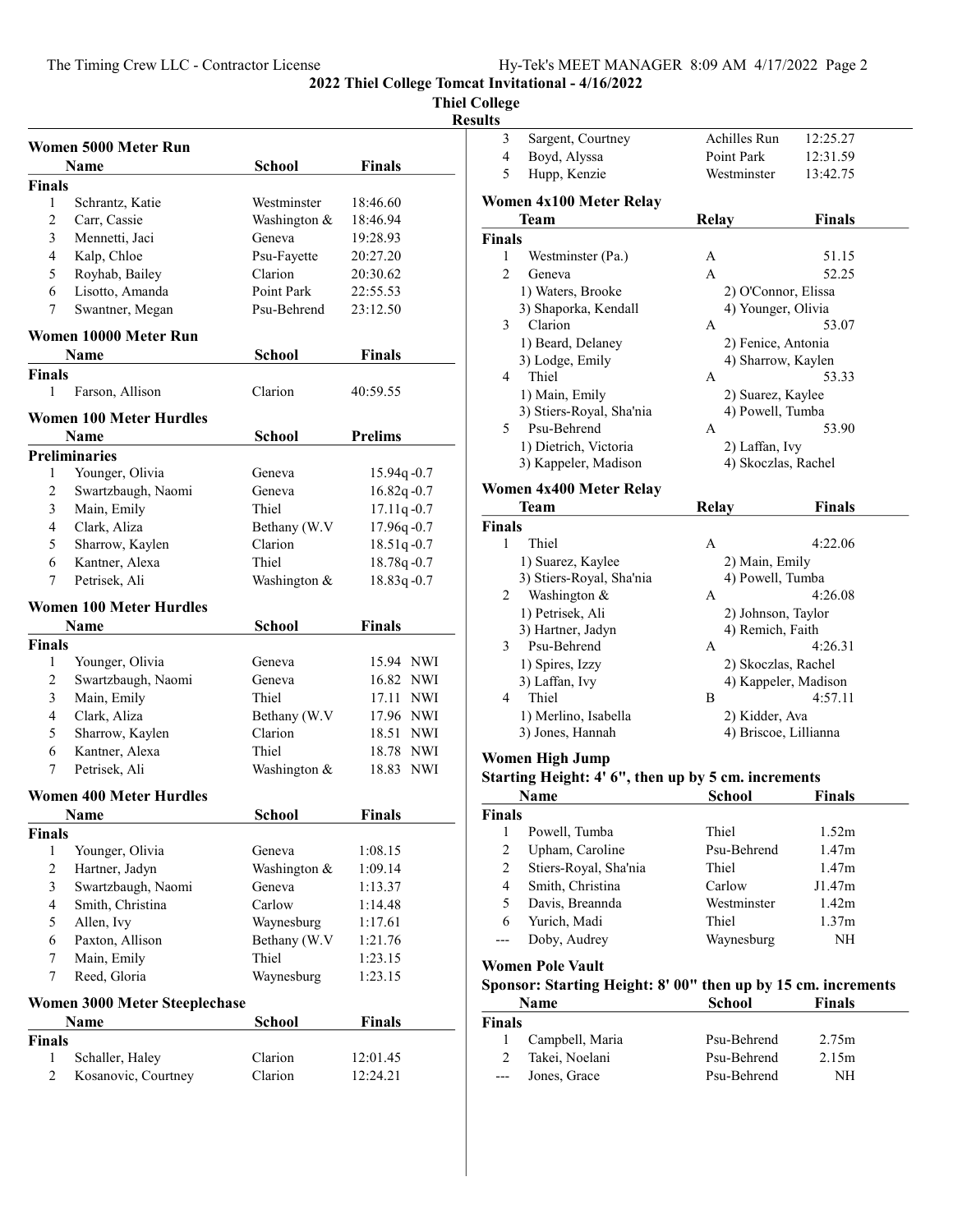2022 Thiel College Tomcat Invitational - 4/16/2022

Thiel College

Results

## Women 5000 Meter Run

| | Name | School | Finals |
|---|---|---|---|
| **Finals** | | | |
| 1 | Schrantz, Katie | Westminster | 18:46.60 |
| 2 | Carr, Cassie | Washington & | 18:46.94 |
| 3 | Mennetti, Jaci | Geneva | 19:28.93 |
| 4 | Kalp, Chloe | Psu-Fayette | 20:27.20 |
| 5 | Royhab, Bailey | Clarion | 20:30.62 |
| 6 | Lisotto, Amanda | Point Park | 22:55.53 |
| 7 | Swantner, Megan | Psu-Behrend | 23:12.50 |

## Women 10000 Meter Run

| | Name | School | Finals |
|---|---|---|---|
| **Finals** | | | |
| 1 | Farson, Allison | Clarion | 40:59.55 |

## Women 100 Meter Hurdles

| | Name | School | Prelims |
|---|---|---|---|
| **Preliminaries** | | | |
| 1 | Younger, Olivia | Geneva | 15.94q -0.7 |
| 2 | Swartzbaugh, Naomi | Geneva | 16.82q -0.7 |
| 3 | Main, Emily | Thiel | 17.11q -0.7 |
| 4 | Clark, Aliza | Bethany (W.V | 17.96q -0.7 |
| 5 | Sharrow, Kaylen | Clarion | 18.51q -0.7 |
| 6 | Kantner, Alexa | Thiel | 18.78q -0.7 |
| 7 | Petrisek, Ali | Washington & | 18.83q -0.7 |

## Women 100 Meter Hurdles

| | Name | School | Finals |
|---|---|---|---|
| **Finals** | | | |
| 1 | Younger, Olivia | Geneva | 15.94 NWI |
| 2 | Swartzbaugh, Naomi | Geneva | 16.82 NWI |
| 3 | Main, Emily | Thiel | 17.11 NWI |
| 4 | Clark, Aliza | Bethany (W.V | 17.96 NWI |
| 5 | Sharrow, Kaylen | Clarion | 18.51 NWI |
| 6 | Kantner, Alexa | Thiel | 18.78 NWI |
| 7 | Petrisek, Ali | Washington & | 18.83 NWI |

## Women 400 Meter Hurdles

| | Name | School | Finals |
|---|---|---|---|
| **Finals** | | | |
| 1 | Younger, Olivia | Geneva | 1:08.15 |
| 2 | Hartner, Jadyn | Washington & | 1:09.14 |
| 3 | Swartzbaugh, Naomi | Geneva | 1:13.37 |
| 4 | Smith, Christina | Carlow | 1:14.48 |
| 5 | Allen, Ivy | Waynesburg | 1:17.61 |
| 6 | Paxton, Allison | Bethany (W.V | 1:21.76 |
| 7 | Main, Emily | Thiel | 1:23.15 |
| 7 | Reed, Gloria | Waynesburg | 1:23.15 |

## Women 3000 Meter Steeplechase

| | Name | School | Finals |
|---|---|---|---|
| **Finals** | | | |
| 1 | Schaller, Haley | Clarion | 12:01.45 |
| 2 | Kosanovic, Courtney | Clarion | 12:24.21 |
| 3 | Sargent, Courtney | Achilles Run | 12:25.27 |
| 4 | Boyd, Alyssa | Point Park | 12:31.59 |
| 5 | Hupp, Kenzie | Westminster | 13:42.75 |

## Women 4x100 Meter Relay

| | Team | Relay | Finals |
|---|---|---|---|
| **Finals** | | | |
| 1 | Westminster (Pa.) | A | 51.15 |
| 2 | Geneva | A | 52.25 |
| | 1) Waters, Brooke; 2) O'Connor, Elissa; 3) Shaporka, Kendall; 4) Younger, Olivia | | |
| 3 | Clarion | A | 53.07 |
| | 1) Beard, Delaney; 2) Fenice, Antonia; 3) Lodge, Emily; 4) Sharrow, Kaylen | | |
| 4 | Thiel | A | 53.33 |
| | 1) Main, Emily; 2) Suarez, Kaylee; 3) Stiers-Royal, Sha'nia; 4) Powell, Tumba | | |
| 5 | Psu-Behrend | A | 53.90 |
| | 1) Dietrich, Victoria; 2) Laffan, Ivy; 3) Kappeler, Madison; 4) Skoczlas, Rachel | | |

## Women 4x400 Meter Relay

| | Team | Relay | Finals |
|---|---|---|---|
| **Finals** | | | |
| 1 | Thiel | A | 4:22.06 |
| | 1) Suarez, Kaylee; 2) Main, Emily; 3) Stiers-Royal, Sha'nia; 4) Powell, Tumba | | |
| 2 | Washington & | A | 4:26.08 |
| | 1) Petrisek, Ali; 2) Johnson, Taylor; 3) Hartner, Jadyn; 4) Remich, Faith | | |
| 3 | Psu-Behrend | A | 4:26.31 |
| | 1) Spires, Izzy; 2) Skoczlas, Rachel; 3) Laffan, Ivy; 4) Kappeler, Madison | | |
| 4 | Thiel | B | 4:57.11 |
| | 1) Merlino, Isabella; 2) Kidder, Ava; 3) Jones, Hannah; 4) Briscoe, Lillianna | | |

## Women High Jump

**Starting Height: 4' 6", then up by 5 cm. increments**

| | Name | School | Finals |
|---|---|---|---|
| **Finals** | | | |
| 1 | Powell, Tumba | Thiel | 1.52m |
| 2 | Upham, Caroline | Psu-Behrend | 1.47m |
| 2 | Stiers-Royal, Sha'nia | Thiel | 1.47m |
| 4 | Smith, Christina | Carlow | J1.47m |
| 5 | Davis, Breannda | Westminster | 1.42m |
| 6 | Yurich, Madi | Thiel | 1.37m |
| --- | Doby, Audrey | Waynesburg | NH |

## Women Pole Vault

**Sponsor: Starting Height: 8' 00" then up by 15 cm. increments**

| | Name | School | Finals |
|---|---|---|---|
| **Finals** | | | |
| 1 | Campbell, Maria | Psu-Behrend | 2.75m |
| 2 | Takei, Noelani | Psu-Behrend | 2.15m |
| --- | Jones, Grace | Psu-Behrend | NH |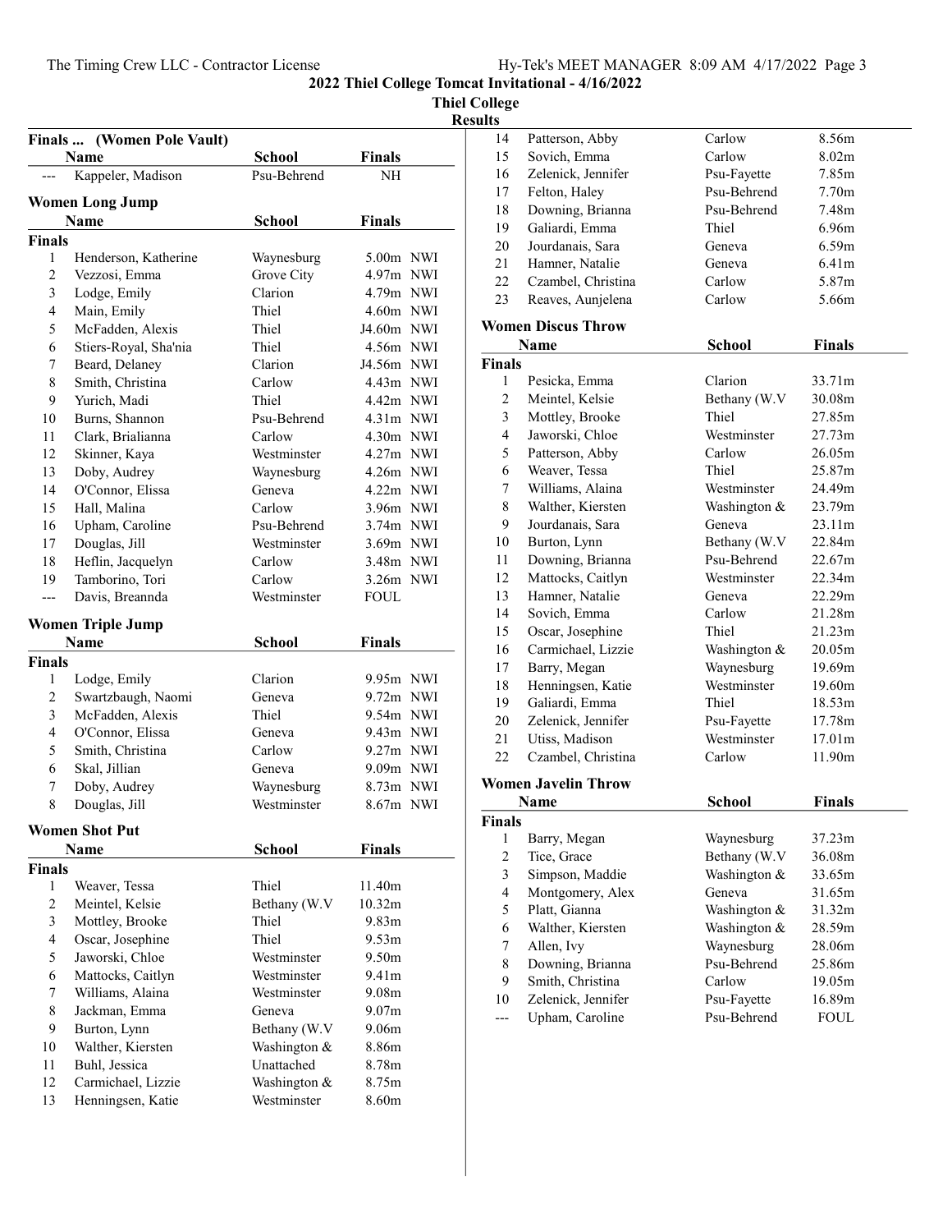## 2022 Thiel College Tomcat Invitational - 4/16/2022

**Thiel College**

**Results**

### Finals ... (Women Pole Vault)

| | Name | School | Finals |
|---|---|---|---|
| --- | Kappeler, Madison | Psu-Behrend | NH |

### Women Long Jump

| | Name | School | Finals | |
|---|---|---|---|---|
| **Finals** | | | | |
| 1 | Henderson, Katherine | Waynesburg | 5.00m | NWI |
| 2 | Vezzosi, Emma | Grove City | 4.97m | NWI |
| 3 | Lodge, Emily | Clarion | 4.79m | NWI |
| 4 | Main, Emily | Thiel | 4.60m | NWI |
| 5 | McFadden, Alexis | Thiel | J4.60m | NWI |
| 6 | Stiers-Royal, Sha'nia | Thiel | 4.56m | NWI |
| 7 | Beard, Delaney | Clarion | J4.56m | NWI |
| 8 | Smith, Christina | Carlow | 4.43m | NWI |
| 9 | Yurich, Madi | Thiel | 4.42m | NWI |
| 10 | Burns, Shannon | Psu-Behrend | 4.31m | NWI |
| 11 | Clark, Brialianna | Carlow | 4.30m | NWI |
| 12 | Skinner, Kaya | Westminster | 4.27m | NWI |
| 13 | Doby, Audrey | Waynesburg | 4.26m | NWI |
| 14 | O'Connor, Elissa | Geneva | 4.22m | NWI |
| 15 | Hall, Malina | Carlow | 3.96m | NWI |
| 16 | Upham, Caroline | Psu-Behrend | 3.74m | NWI |
| 17 | Douglas, Jill | Westminster | 3.69m | NWI |
| 18 | Heflin, Jacquelyn | Carlow | 3.48m | NWI |
| 19 | Tamborino, Tori | Carlow | 3.26m | NWI |
| --- | Davis, Breannda | Westminster | FOUL | |

### Women Triple Jump

| | Name | School | Finals | |
|---|---|---|---|---|
| **Finals** | | | | |
| 1 | Lodge, Emily | Clarion | 9.95m | NWI |
| 2 | Swartzbaugh, Naomi | Geneva | 9.72m | NWI |
| 3 | McFadden, Alexis | Thiel | 9.54m | NWI |
| 4 | O'Connor, Elissa | Geneva | 9.43m | NWI |
| 5 | Smith, Christina | Carlow | 9.27m | NWI |
| 6 | Skal, Jillian | Geneva | 9.09m | NWI |
| 7 | Doby, Audrey | Waynesburg | 8.73m | NWI |
| 8 | Douglas, Jill | Westminster | 8.67m | NWI |

### Women Shot Put

| | Name | School | Finals |
|---|---|---|---|
| **Finals** | | | |
| 1 | Weaver, Tessa | Thiel | 11.40m |
| 2 | Meintel, Kelsie | Bethany (W.V | 10.32m |
| 3 | Mottley, Brooke | Thiel | 9.83m |
| 4 | Oscar, Josephine | Thiel | 9.53m |
| 5 | Jaworski, Chloe | Westminster | 9.50m |
| 6 | Mattocks, Caitlyn | Westminster | 9.41m |
| 7 | Williams, Alaina | Westminster | 9.08m |
| 8 | Jackman, Emma | Geneva | 9.07m |
| 9 | Burton, Lynn | Bethany (W.V | 9.06m |
| 10 | Walther, Kiersten | Washington & | 8.86m |
| 11 | Buhl, Jessica | Unattached | 8.78m |
| 12 | Carmichael, Lizzie | Washington & | 8.75m |
| 13 | Henningsen, Katie | Westminster | 8.60m |
| 14 | Patterson, Abby | Carlow | 8.56m |
| 15 | Sovich, Emma | Carlow | 8.02m |
| 16 | Zelenick, Jennifer | Psu-Fayette | 7.85m |
| 17 | Felton, Haley | Psu-Behrend | 7.70m |
| 18 | Downing, Brianna | Psu-Behrend | 7.48m |
| 19 | Galiardi, Emma | Thiel | 6.96m |
| 20 | Jourdanais, Sara | Geneva | 6.59m |
| 21 | Hamner, Natalie | Geneva | 6.41m |
| 22 | Czambel, Christina | Carlow | 5.87m |
| 23 | Reaves, Aunjelena | Carlow | 5.66m |

### Women Discus Throw

| | Name | School | Finals |
|---|---|---|---|
| **Finals** | | | |
| 1 | Pesicka, Emma | Clarion | 33.71m |
| 2 | Meintel, Kelsie | Bethany (W.V | 30.08m |
| 3 | Mottley, Brooke | Thiel | 27.85m |
| 4 | Jaworski, Chloe | Westminster | 27.73m |
| 5 | Patterson, Abby | Carlow | 26.05m |
| 6 | Weaver, Tessa | Thiel | 25.87m |
| 7 | Williams, Alaina | Westminster | 24.49m |
| 8 | Walther, Kiersten | Washington & | 23.79m |
| 9 | Jourdanais, Sara | Geneva | 23.11m |
| 10 | Burton, Lynn | Bethany (W.V | 22.84m |
| 11 | Downing, Brianna | Psu-Behrend | 22.67m |
| 12 | Mattocks, Caitlyn | Westminster | 22.34m |
| 13 | Hamner, Natalie | Geneva | 22.29m |
| 14 | Sovich, Emma | Carlow | 21.28m |
| 15 | Oscar, Josephine | Thiel | 21.23m |
| 16 | Carmichael, Lizzie | Washington & | 20.05m |
| 17 | Barry, Megan | Waynesburg | 19.69m |
| 18 | Henningsen, Katie | Westminster | 19.60m |
| 19 | Galiardi, Emma | Thiel | 18.53m |
| 20 | Zelenick, Jennifer | Psu-Fayette | 17.78m |
| 21 | Utiss, Madison | Westminster | 17.01m |
| 22 | Czambel, Christina | Carlow | 11.90m |

### Women Javelin Throw

| | Name | School | Finals |
|---|---|---|---|
| **Finals** | | | |
| 1 | Barry, Megan | Waynesburg | 37.23m |
| 2 | Tice, Grace | Bethany (W.V | 36.08m |
| 3 | Simpson, Maddie | Washington & | 33.65m |
| 4 | Montgomery, Alex | Geneva | 31.65m |
| 5 | Platt, Gianna | Washington & | 31.32m |
| 6 | Walther, Kiersten | Washington & | 28.59m |
| 7 | Allen, Ivy | Waynesburg | 28.06m |
| 8 | Downing, Brianna | Psu-Behrend | 25.86m |
| 9 | Smith, Christina | Carlow | 19.05m |
| 10 | Zelenick, Jennifer | Psu-Fayette | 16.89m |
| --- | Upham, Caroline | Psu-Behrend | FOUL |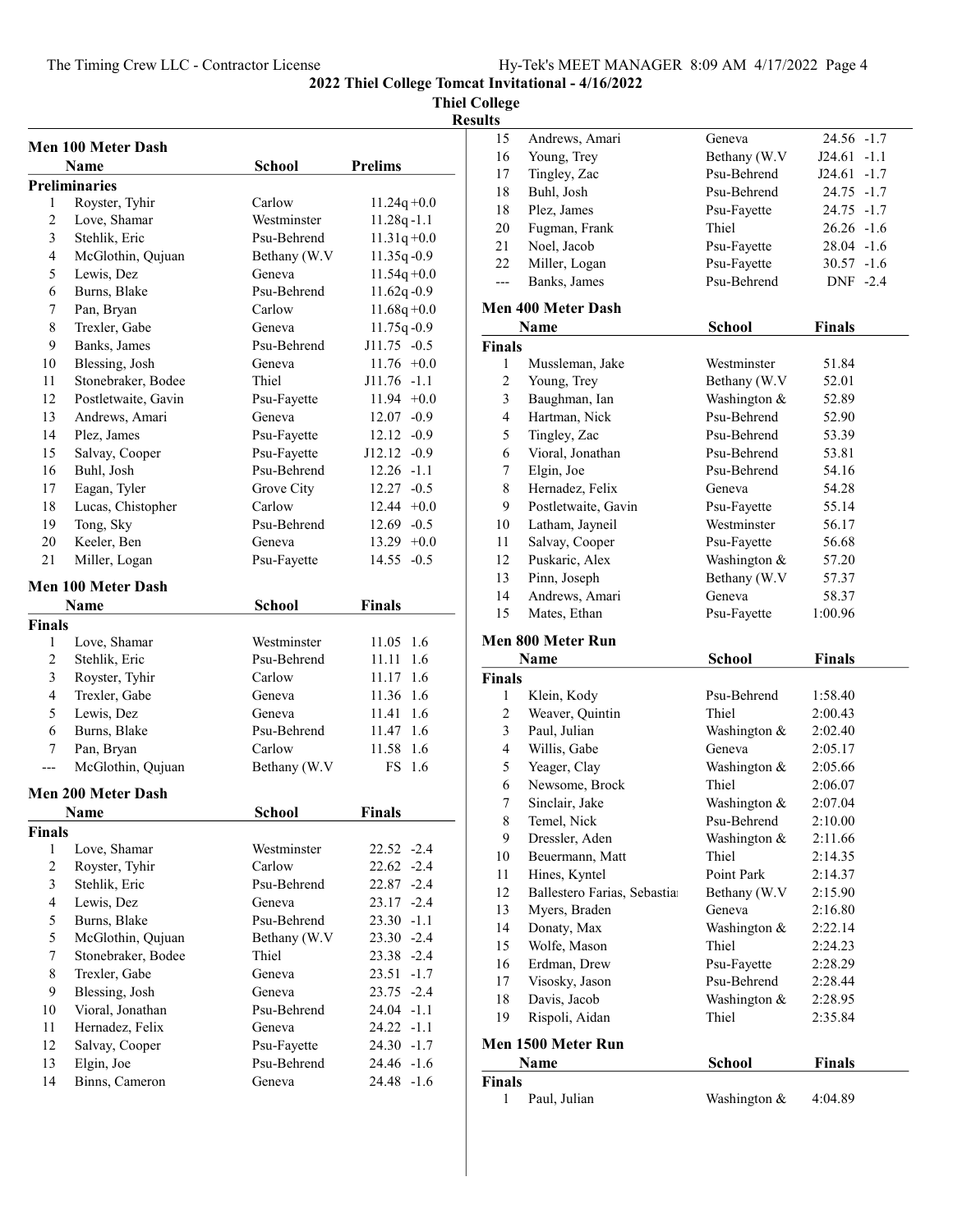## 2022 Thiel College Tomcat Invitational - 4/16/2022

**Thiel College**

**Results**

### Men 100 Meter Dash

**Preliminaries**

| | Name | School | Prelims | |
|---|---|---|---|---|
| 1 | Royster, Tyhir | Carlow | 11.24q | +0.0 |
| 2 | Love, Shamar | Westminster | 11.28q | -1.1 |
| 3 | Stehlik, Eric | Psu-Behrend | 11.31q | +0.0 |
| 4 | McGlothin, Qujuan | Bethany (W.V | 11.35q | -0.9 |
| 5 | Lewis, Dez | Geneva | 11.54q | +0.0 |
| 6 | Burns, Blake | Psu-Behrend | 11.62q | -0.9 |
| 7 | Pan, Bryan | Carlow | 11.68q | +0.0 |
| 8 | Trexler, Gabe | Geneva | 11.75q | -0.9 |
| 9 | Banks, James | Psu-Behrend | J11.75 | -0.5 |
| 10 | Blessing, Josh | Geneva | 11.76 | +0.0 |
| 11 | Stonebraker, Bodee | Thiel | J11.76 | -1.1 |
| 12 | Postletwaite, Gavin | Psu-Fayette | 11.94 | +0.0 |
| 13 | Andrews, Amari | Geneva | 12.07 | -0.9 |
| 14 | Plez, James | Psu-Fayette | 12.12 | -0.9 |
| 15 | Salvay, Cooper | Psu-Fayette | J12.12 | -0.9 |
| 16 | Buhl, Josh | Psu-Behrend | 12.26 | -1.1 |
| 17 | Eagan, Tyler | Grove City | 12.27 | -0.5 |
| 18 | Lucas, Chistopher | Carlow | 12.44 | +0.0 |
| 19 | Tong, Sky | Psu-Behrend | 12.69 | -0.5 |
| 20 | Keeler, Ben | Geneva | 13.29 | +0.0 |
| 21 | Miller, Logan | Psu-Fayette | 14.55 | -0.5 |

### Men 100 Meter Dash

**Finals**

| | Name | School | Finals | |
|---|---|---|---|---|
| 1 | Love, Shamar | Westminster | 11.05 | 1.6 |
| 2 | Stehlik, Eric | Psu-Behrend | 11.11 | 1.6 |
| 3 | Royster, Tyhir | Carlow | 11.17 | 1.6 |
| 4 | Trexler, Gabe | Geneva | 11.36 | 1.6 |
| 5 | Lewis, Dez | Geneva | 11.41 | 1.6 |
| 6 | Burns, Blake | Psu-Behrend | 11.47 | 1.6 |
| 7 | Pan, Bryan | Carlow | 11.58 | 1.6 |
| --- | McGlothin, Qujuan | Bethany (W.V | FS | 1.6 |

### Men 200 Meter Dash

**Finals**

| | Name | School | Finals | |
|---|---|---|---|---|
| 1 | Love, Shamar | Westminster | 22.52 | -2.4 |
| 2 | Royster, Tyhir | Carlow | 22.62 | -2.4 |
| 3 | Stehlik, Eric | Psu-Behrend | 22.87 | -2.4 |
| 4 | Lewis, Dez | Geneva | 23.17 | -2.4 |
| 5 | Burns, Blake | Psu-Behrend | 23.30 | -1.1 |
| 5 | McGlothin, Qujuan | Bethany (W.V | 23.30 | -2.4 |
| 7 | Stonebraker, Bodee | Thiel | 23.38 | -2.4 |
| 8 | Trexler, Gabe | Geneva | 23.51 | -1.7 |
| 9 | Blessing, Josh | Geneva | 23.75 | -2.4 |
| 10 | Vioral, Jonathan | Psu-Behrend | 24.04 | -1.1 |
| 11 | Hernadez, Felix | Geneva | 24.22 | -1.1 |
| 12 | Salvay, Cooper | Psu-Fayette | 24.30 | -1.7 |
| 13 | Elgin, Joe | Psu-Behrend | 24.46 | -1.6 |
| 14 | Binns, Cameron | Geneva | 24.48 | -1.6 |
| 15 | Andrews, Amari | Geneva | 24.56 | -1.7 |
| 16 | Young, Trey | Bethany (W.V | J24.61 | -1.1 |
| 17 | Tingley, Zac | Psu-Behrend | J24.61 | -1.7 |
| 18 | Buhl, Josh | Psu-Behrend | 24.75 | -1.7 |
| 18 | Plez, James | Psu-Fayette | 24.75 | -1.7 |
| 20 | Fugman, Frank | Thiel | 26.26 | -1.6 |
| 21 | Noel, Jacob | Psu-Fayette | 28.04 | -1.6 |
| 22 | Miller, Logan | Psu-Fayette | 30.57 | -1.6 |
| --- | Banks, James | Psu-Behrend | DNF | -2.4 |

### Men 400 Meter Dash

**Finals**

| | Name | School | Finals |
|---|---|---|---|
| 1 | Mussleman, Jake | Westminster | 51.84 |
| 2 | Young, Trey | Bethany (W.V | 52.01 |
| 3 | Baughman, Ian | Washington & | 52.89 |
| 4 | Hartman, Nick | Psu-Behrend | 52.90 |
| 5 | Tingley, Zac | Psu-Behrend | 53.39 |
| 6 | Vioral, Jonathan | Psu-Behrend | 53.81 |
| 7 | Elgin, Joe | Psu-Behrend | 54.16 |
| 8 | Hernadez, Felix | Geneva | 54.28 |
| 9 | Postletwaite, Gavin | Psu-Fayette | 55.14 |
| 10 | Latham, Jayneil | Westminster | 56.17 |
| 11 | Salvay, Cooper | Psu-Fayette | 56.68 |
| 12 | Puskaric, Alex | Washington & | 57.20 |
| 13 | Pinn, Joseph | Bethany (W.V | 57.37 |
| 14 | Andrews, Amari | Geneva | 58.37 |
| 15 | Mates, Ethan | Psu-Fayette | 1:00.96 |

### Men 800 Meter Run

**Finals**

| | Name | School | Finals |
|---|---|---|---|
| 1 | Klein, Kody | Psu-Behrend | 1:58.40 |
| 2 | Weaver, Quintin | Thiel | 2:00.43 |
| 3 | Paul, Julian | Washington & | 2:02.40 |
| 4 | Willis, Gabe | Geneva | 2:05.17 |
| 5 | Yeager, Clay | Washington & | 2:05.66 |
| 6 | Newsome, Brock | Thiel | 2:06.07 |
| 7 | Sinclair, Jake | Washington & | 2:07.04 |
| 8 | Temel, Nick | Psu-Behrend | 2:10.00 |
| 9 | Dressler, Aden | Washington & | 2:11.66 |
| 10 | Beuermann, Matt | Thiel | 2:14.35 |
| 11 | Hines, Kyntel | Point Park | 2:14.37 |
| 12 | Ballestero Farias, Sebastia | Bethany (W.V | 2:15.90 |
| 13 | Myers, Braden | Geneva | 2:16.80 |
| 14 | Donaty, Max | Washington & | 2:22.14 |
| 15 | Wolfe, Mason | Thiel | 2:24.23 |
| 16 | Erdman, Drew | Psu-Fayette | 2:28.29 |
| 17 | Visosky, Jason | Psu-Behrend | 2:28.44 |
| 18 | Davis, Jacob | Washington & | 2:28.95 |
| 19 | Rispoli, Aidan | Thiel | 2:35.84 |

### Men 1500 Meter Run

**Finals**

| | Name | School | Finals |
|---|---|---|---|
| 1 | Paul, Julian | Washington & | 4:04.89 |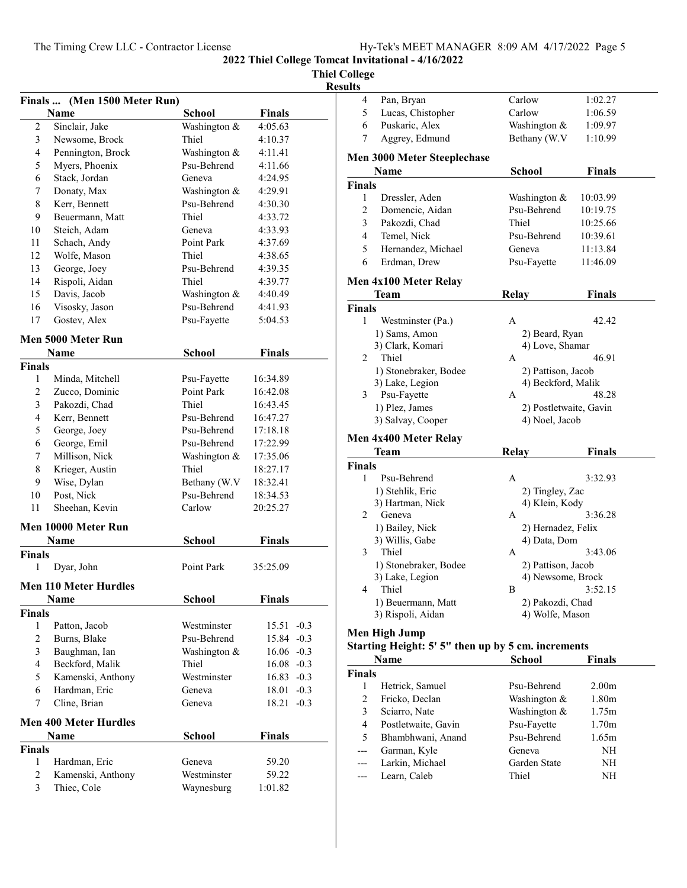## 2022 Thiel College Tomcat Invitational - 4/16/2022

**Thiel College**

**Results**

### Finals ... (Men 1500 Meter Run)

| | Name | School | Finals |
|---|---|---|---|
| 2 | Sinclair, Jake | Washington & | 4:05.63 |
| 3 | Newsome, Brock | Thiel | 4:10.37 |
| 4 | Pennington, Brock | Washington & | 4:11.41 |
| 5 | Myers, Phoenix | Psu-Behrend | 4:11.66 |
| 6 | Stack, Jordan | Geneva | 4:24.95 |
| 7 | Donaty, Max | Washington & | 4:29.91 |
| 8 | Kerr, Bennett | Psu-Behrend | 4:30.30 |
| 9 | Beuermann, Matt | Thiel | 4:33.72 |
| 10 | Steich, Adam | Geneva | 4:33.93 |
| 11 | Schach, Andy | Point Park | 4:37.69 |
| 12 | Wolfe, Mason | Thiel | 4:38.65 |
| 13 | George, Joey | Psu-Behrend | 4:39.35 |
| 14 | Rispoli, Aidan | Thiel | 4:39.77 |
| 15 | Davis, Jacob | Washington & | 4:40.49 |
| 16 | Visosky, Jason | Psu-Behrend | 4:41.93 |
| 17 | Gostev, Alex | Psu-Fayette | 5:04.53 |

### Men 5000 Meter Run

| | Name | School | Finals |
|---|---|---|---|
| **Finals** | | | |
| 1 | Minda, Mitchell | Psu-Fayette | 16:34.89 |
| 2 | Zucco, Dominic | Point Park | 16:42.08 |
| 3 | Pakozdi, Chad | Thiel | 16:43.45 |
| 4 | Kerr, Bennett | Psu-Behrend | 16:47.27 |
| 5 | George, Joey | Psu-Behrend | 17:18.18 |
| 6 | George, Emil | Psu-Behrend | 17:22.99 |
| 7 | Millison, Nick | Washington & | 17:35.06 |
| 8 | Krieger, Austin | Thiel | 18:27.17 |
| 9 | Wise, Dylan | Bethany (W.V | 18:32.41 |
| 10 | Post, Nick | Psu-Behrend | 18:34.53 |
| 11 | Sheehan, Kevin | Carlow | 20:25.27 |

### Men 10000 Meter Run

| | Name | School | Finals |
|---|---|---|---|
| **Finals** | | | |
| 1 | Dyar, John | Point Park | 35:25.09 |

### Men 110 Meter Hurdles

| | Name | School | Finals | |
|---|---|---|---|---|
| **Finals** | | | | |
| 1 | Patton, Jacob | Westminster | 15.51 | -0.3 |
| 2 | Burns, Blake | Psu-Behrend | 15.84 | -0.3 |
| 3 | Baughman, Ian | Washington & | 16.06 | -0.3 |
| 4 | Beckford, Malik | Thiel | 16.08 | -0.3 |
| 5 | Kamenski, Anthony | Westminster | 16.83 | -0.3 |
| 6 | Hardman, Eric | Geneva | 18.01 | -0.3 |
| 7 | Cline, Brian | Geneva | 18.21 | -0.3 |

### Men 400 Meter Hurdles

| | Name | School | Finals |
|---|---|---|---|
| **Finals** | | | |
| 1 | Hardman, Eric | Geneva | 59.20 |
| 2 | Kamenski, Anthony | Westminster | 59.22 |
| 3 | Thiec, Cole | Waynesburg | 1:01.82 |
| 4 | Pan, Bryan | Carlow | 1:02.27 |
| 5 | Lucas, Chistopher | Carlow | 1:06.59 |
| 6 | Puskaric, Alex | Washington & | 1:09.97 |
| 7 | Aggrey, Edmund | Bethany (W.V | 1:10.99 |

### Men 3000 Meter Steeplechase

| | Name | School | Finals |
|---|---|---|---|
| **Finals** | | | |
| 1 | Dressler, Aden | Washington & | 10:03.99 |
| 2 | Domencic, Aidan | Psu-Behrend | 10:19.75 |
| 3 | Pakozdi, Chad | Thiel | 10:25.66 |
| 4 | Temel, Nick | Psu-Behrend | 10:39.61 |
| 5 | Hernandez, Michael | Geneva | 11:13.84 |
| 6 | Erdman, Drew | Psu-Fayette | 11:46.09 |

### Men 4x100 Meter Relay

| | Team | Relay | Finals |
|---|---|---|---|
| **Finals** | | | |
| 1 | Westminster (Pa.) | A | 42.42 |
| | 1) Sams, Amon | 2) Beard, Ryan | |
| | 3) Clark, Komari | 4) Love, Shamar | |
| 2 | Thiel | A | 46.91 |
| | 1) Stonebraker, Bodee | 2) Pattison, Jacob | |
| | 3) Lake, Legion | 4) Beckford, Malik | |
| 3 | Psu-Fayette | A | 48.28 |
| | 1) Plez, James | 2) Postletwaite, Gavin | |
| | 3) Salvay, Cooper | 4) Noel, Jacob | |

### Men 4x400 Meter Relay

| | Team | Relay | Finals |
|---|---|---|---|
| **Finals** | | | |
| 1 | Psu-Behrend | A | 3:32.93 |
| | 1) Stehlik, Eric | 2) Tingley, Zac | |
| | 3) Hartman, Nick | 4) Klein, Kody | |
| 2 | Geneva | A | 3:36.28 |
| | 1) Bailey, Nick | 2) Hernadez, Felix | |
| | 3) Willis, Gabe | 4) Data, Dom | |
| 3 | Thiel | A | 3:43.06 |
| | 1) Stonebraker, Bodee | 2) Pattison, Jacob | |
| | 3) Lake, Legion | 4) Newsome, Brock | |
| 4 | Thiel | B | 3:52.15 |
| | 1) Beuermann, Matt | 2) Pakozdi, Chad | |
| | 3) Rispoli, Aidan | 4) Wolfe, Mason | |

### Men High Jump

**Starting Height: 5' 5" then up by 5 cm. increments**

| | Name | School | Finals |
|---|---|---|---|
| **Finals** | | | |
| 1 | Hetrick, Samuel | Psu-Behrend | 2.00m |
| 2 | Fricko, Declan | Washington & | 1.80m |
| 3 | Sciarro, Nate | Washington & | 1.75m |
| 4 | Postletwaite, Gavin | Psu-Fayette | 1.70m |
| 5 | Bhambhwani, Anand | Psu-Behrend | 1.65m |
| --- | Garman, Kyle | Geneva | NH |
| --- | Larkin, Michael | Garden State | NH |
| --- | Learn, Caleb | Thiel | NH |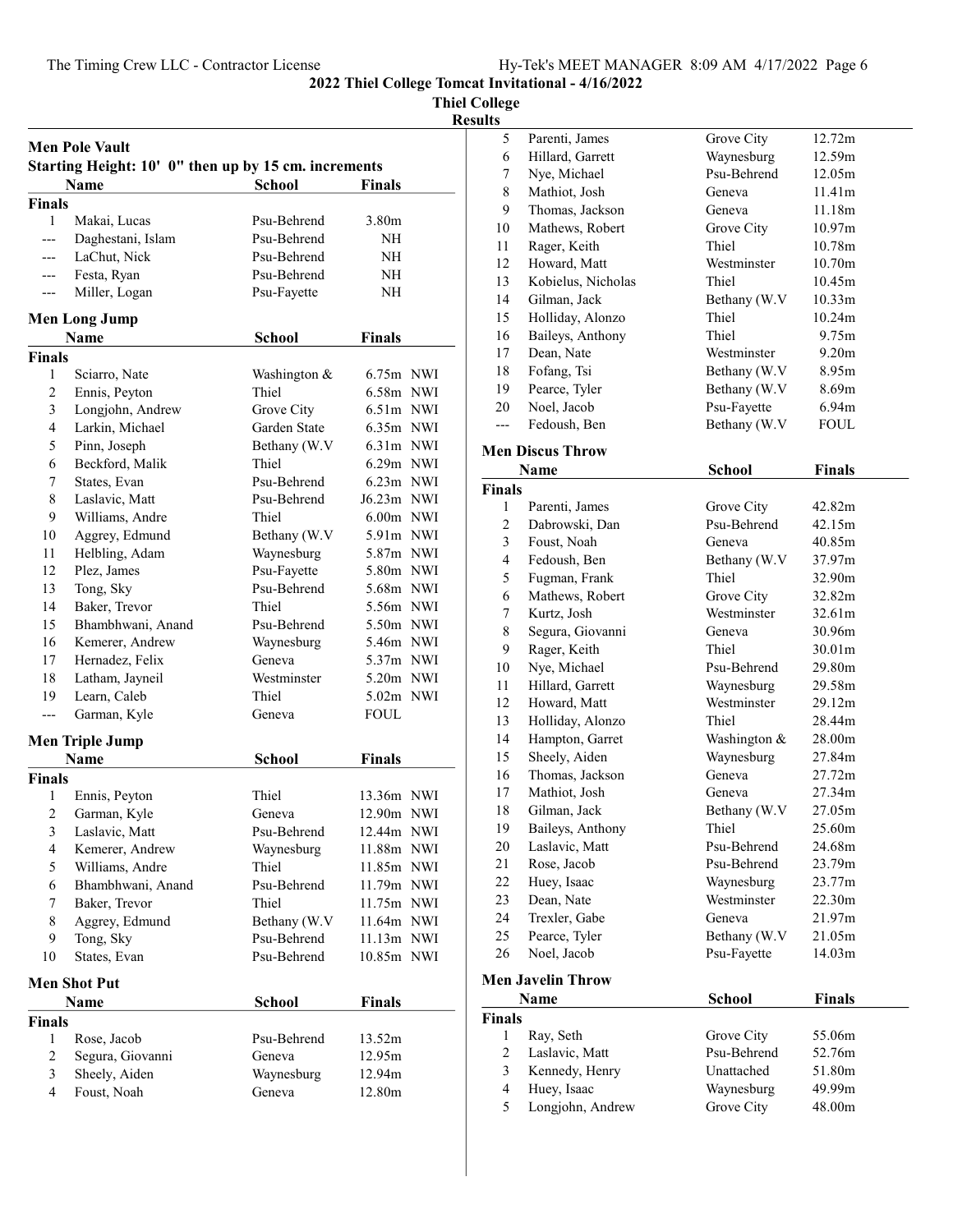## 2022 Thiel College Tomcat Invitational - 4/16/2022

**Thiel College**

**Results**

### Men Pole Vault

**Starting Height: 10' 0" then up by 15 cm. increments**

| | Name | School | Finals |
|---|---|---|---|
| **Finals** | | | |
| 1 | Makai, Lucas | Psu-Behrend | 3.80m |
| --- | Daghestani, Islam | Psu-Behrend | NH |
| --- | LaChut, Nick | Psu-Behrend | NH |
| --- | Festa, Ryan | Psu-Behrend | NH |
| --- | Miller, Logan | Psu-Fayette | NH |

### Men Long Jump

| | Name | School | Finals | |
|---|---|---|---|---|
| **Finals** | | | | |
| 1 | Sciarro, Nate | Washington & | 6.75m | NWI |
| 2 | Ennis, Peyton | Thiel | 6.58m | NWI |
| 3 | Longjohn, Andrew | Grove City | 6.51m | NWI |
| 4 | Larkin, Michael | Garden State | 6.35m | NWI |
| 5 | Pinn, Joseph | Bethany (W.V | 6.31m | NWI |
| 6 | Beckford, Malik | Thiel | 6.29m | NWI |
| 7 | States, Evan | Psu-Behrend | 6.23m | NWI |
| 8 | Laslavic, Matt | Psu-Behrend | J6.23m | NWI |
| 9 | Williams, Andre | Thiel | 6.00m | NWI |
| 10 | Aggrey, Edmund | Bethany (W.V | 5.91m | NWI |
| 11 | Helbling, Adam | Waynesburg | 5.87m | NWI |
| 12 | Plez, James | Psu-Fayette | 5.80m | NWI |
| 13 | Tong, Sky | Psu-Behrend | 5.68m | NWI |
| 14 | Baker, Trevor | Thiel | 5.56m | NWI |
| 15 | Bhambhwani, Anand | Psu-Behrend | 5.50m | NWI |
| 16 | Kemerer, Andrew | Waynesburg | 5.46m | NWI |
| 17 | Hernadez, Felix | Geneva | 5.37m | NWI |
| 18 | Latham, Jayneil | Westminster | 5.20m | NWI |
| 19 | Learn, Caleb | Thiel | 5.02m | NWI |
| --- | Garman, Kyle | Geneva | FOUL | |

### Men Triple Jump

| | Name | School | Finals | |
|---|---|---|---|---|
| **Finals** | | | | |
| 1 | Ennis, Peyton | Thiel | 13.36m | NWI |
| 2 | Garman, Kyle | Geneva | 12.90m | NWI |
| 3 | Laslavic, Matt | Psu-Behrend | 12.44m | NWI |
| 4 | Kemerer, Andrew | Waynesburg | 11.88m | NWI |
| 5 | Williams, Andre | Thiel | 11.85m | NWI |
| 6 | Bhambhwani, Anand | Psu-Behrend | 11.79m | NWI |
| 7 | Baker, Trevor | Thiel | 11.75m | NWI |
| 8 | Aggrey, Edmund | Bethany (W.V | 11.64m | NWI |
| 9 | Tong, Sky | Psu-Behrend | 11.13m | NWI |
| 10 | States, Evan | Psu-Behrend | 10.85m | NWI |

### Men Shot Put

| | Name | School | Finals |
|---|---|---|---|
| **Finals** | | | |
| 1 | Rose, Jacob | Psu-Behrend | 13.52m |
| 2 | Segura, Giovanni | Geneva | 12.95m |
| 3 | Sheely, Aiden | Waynesburg | 12.94m |
| 4 | Foust, Noah | Geneva | 12.80m |
| 5 | Parenti, James | Grove City | 12.72m |
| 6 | Hillard, Garrett | Waynesburg | 12.59m |
| 7 | Nye, Michael | Psu-Behrend | 12.05m |
| 8 | Mathiot, Josh | Geneva | 11.41m |
| 9 | Thomas, Jackson | Geneva | 11.18m |
| 10 | Mathews, Robert | Grove City | 10.97m |
| 11 | Rager, Keith | Thiel | 10.78m |
| 12 | Howard, Matt | Westminster | 10.70m |
| 13 | Kobielus, Nicholas | Thiel | 10.45m |
| 14 | Gilman, Jack | Bethany (W.V | 10.33m |
| 15 | Holliday, Alonzo | Thiel | 10.24m |
| 16 | Baileys, Anthony | Thiel | 9.75m |
| 17 | Dean, Nate | Westminster | 9.20m |
| 18 | Fofang, Tsi | Bethany (W.V | 8.95m |
| 19 | Pearce, Tyler | Bethany (W.V | 8.69m |
| 20 | Noel, Jacob | Psu-Fayette | 6.94m |
| --- | Fedoush, Ben | Bethany (W.V | FOUL |

### Men Discus Throw

| | Name | School | Finals |
|---|---|---|---|
| **Finals** | | | |
| 1 | Parenti, James | Grove City | 42.82m |
| 2 | Dabrowski, Dan | Psu-Behrend | 42.15m |
| 3 | Foust, Noah | Geneva | 40.85m |
| 4 | Fedoush, Ben | Bethany (W.V | 37.97m |
| 5 | Fugman, Frank | Thiel | 32.90m |
| 6 | Mathews, Robert | Grove City | 32.82m |
| 7 | Kurtz, Josh | Westminster | 32.61m |
| 8 | Segura, Giovanni | Geneva | 30.96m |
| 9 | Rager, Keith | Thiel | 30.01m |
| 10 | Nye, Michael | Psu-Behrend | 29.80m |
| 11 | Hillard, Garrett | Waynesburg | 29.58m |
| 12 | Howard, Matt | Westminster | 29.12m |
| 13 | Holliday, Alonzo | Thiel | 28.44m |
| 14 | Hampton, Garret | Washington & | 28.00m |
| 15 | Sheely, Aiden | Waynesburg | 27.84m |
| 16 | Thomas, Jackson | Geneva | 27.72m |
| 17 | Mathiot, Josh | Geneva | 27.34m |
| 18 | Gilman, Jack | Bethany (W.V | 27.05m |
| 19 | Baileys, Anthony | Thiel | 25.60m |
| 20 | Laslavic, Matt | Psu-Behrend | 24.68m |
| 21 | Rose, Jacob | Psu-Behrend | 23.79m |
| 22 | Huey, Isaac | Waynesburg | 23.77m |
| 23 | Dean, Nate | Westminster | 22.30m |
| 24 | Trexler, Gabe | Geneva | 21.97m |
| 25 | Pearce, Tyler | Bethany (W.V | 21.05m |
| 26 | Noel, Jacob | Psu-Fayette | 14.03m |

### Men Javelin Throw

| | Name | School | Finals |
|---|---|---|---|
| **Finals** | | | |
| 1 | Ray, Seth | Grove City | 55.06m |
| 2 | Laslavic, Matt | Psu-Behrend | 52.76m |
| 3 | Kennedy, Henry | Unattached | 51.80m |
| 4 | Huey, Isaac | Waynesburg | 49.99m |
| 5 | Longjohn, Andrew | Grove City | 48.00m |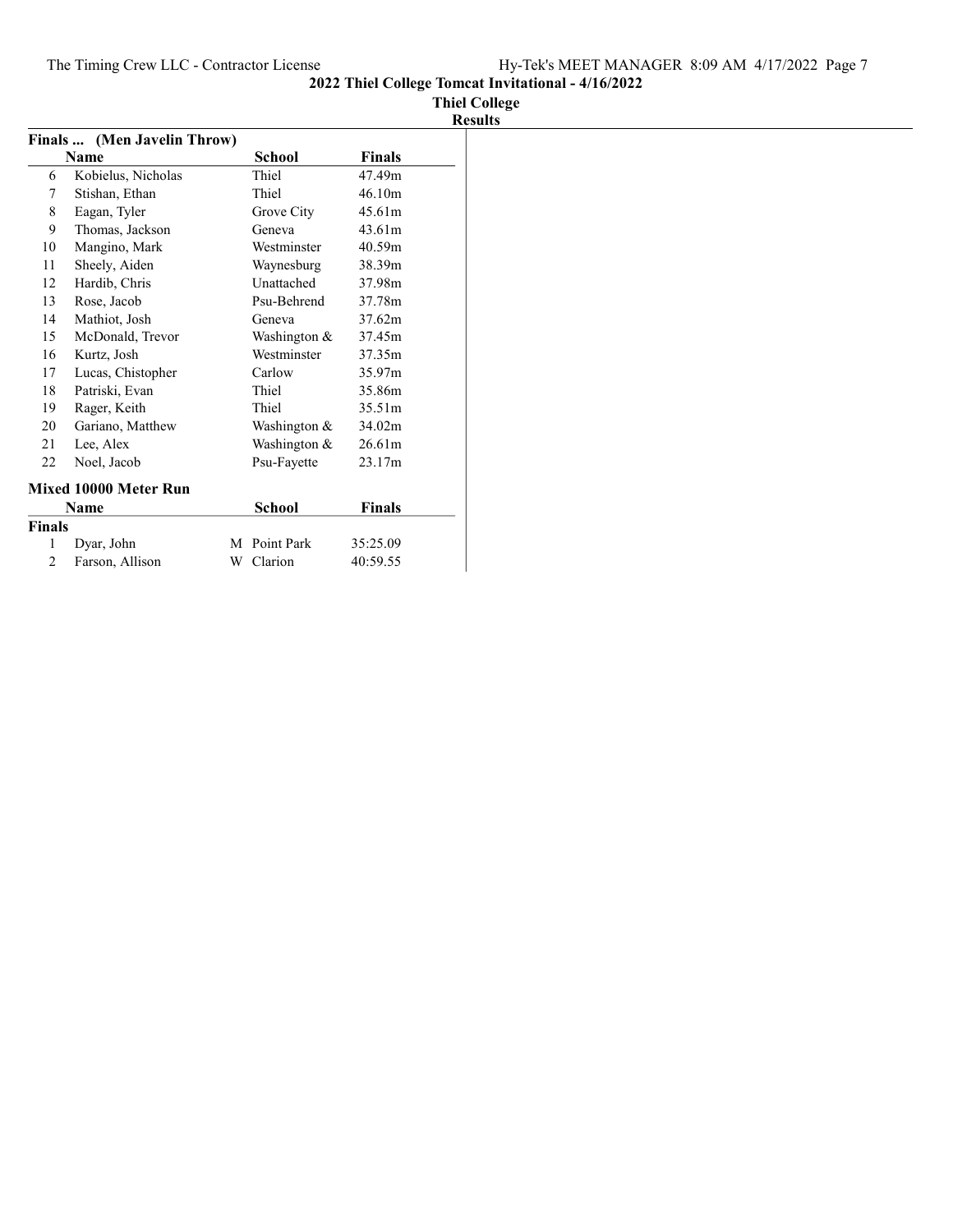## Finals ... (Men Javelin Throw)

| | Name | School | Finals |
|---|---|---|---|
| 6 | Kobielus, Nicholas | Thiel | 47.49m |
| 7 | Stishan, Ethan | Thiel | 46.10m |
| 8 | Eagan, Tyler | Grove City | 45.61m |
| 9 | Thomas, Jackson | Geneva | 43.61m |
| 10 | Mangino, Mark | Westminster | 40.59m |
| 11 | Sheely, Aiden | Waynesburg | 38.39m |
| 12 | Hardib, Chris | Unattached | 37.98m |
| 13 | Rose, Jacob | Psu-Behrend | 37.78m |
| 14 | Mathiot, Josh | Geneva | 37.62m |
| 15 | McDonald, Trevor | Washington & | 37.45m |
| 16 | Kurtz, Josh | Westminster | 37.35m |
| 17 | Lucas, Chistopher | Carlow | 35.97m |
| 18 | Patriski, Evan | Thiel | 35.86m |
| 19 | Rager, Keith | Thiel | 35.51m |
| 20 | Gariano, Matthew | Washington & | 34.02m |
| 21 | Lee, Alex | Washington & | 26.61m |
| 22 | Noel, Jacob | Psu-Fayette | 23.17m |

## Mixed 10000 Meter Run

| | Name | | School | Finals |
|---|---|---|---|---|
| **Finals** | | | | |
| 1 | Dyar, John | M | Point Park | 35:25.09 |
| 2 | Farson, Allison | W | Clarion | 40:59.55 |